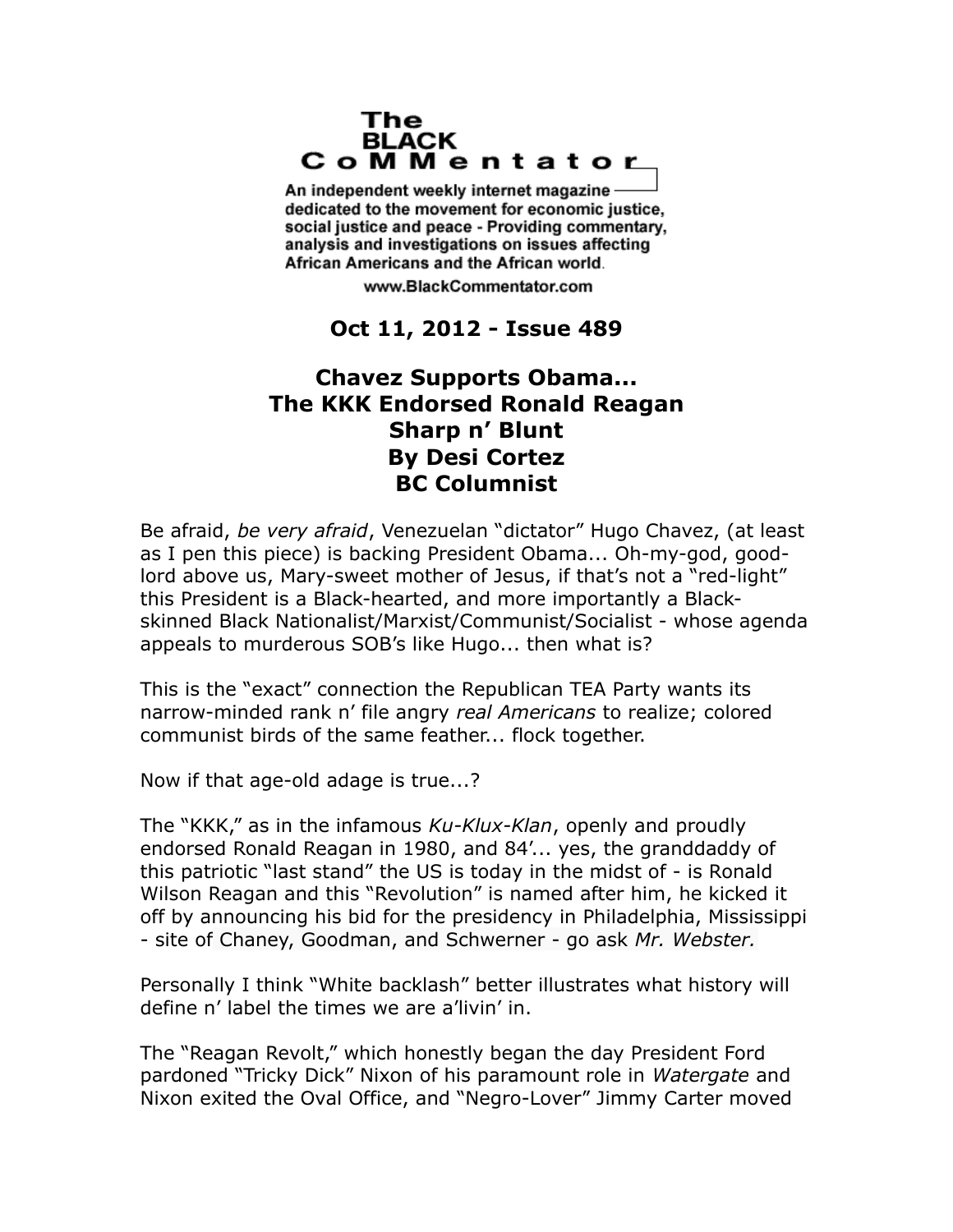# The BLACK CoMMentator

An independent weekly internet magazine dedicated to the movement for economic justice, social justice and peace - Providing commentary, analysis and investigations on issues affecting African Americans and the African world.

www.BlackCommentator.com

**Oct 11, 2012 - Issue 489**

## Chavez Supports Obama...
## The KKK Endorsed Ronald Reagan
## Sharp n' Blunt
## By Desi Cortez
## BC Columnist

Be afraid, *be very afraid*, Venezuelan "dictator" Hugo Chavez, (at least as I pen this piece) is backing President Obama... Oh-my-god, good-lord above us, Mary-sweet mother of Jesus, if that's not a "red-light" this President is a Black-hearted, and more importantly a Black-skinned Black Nationalist/Marxist/Communist/Socialist - whose agenda appeals to murderous SOB's like Hugo... then what is?

This is the "exact" connection the Republican TEA Party wants its narrow-minded rank n' file angry *real Americans* to realize; colored communist birds of the same feather... flock together.

Now if that age-old adage is true...?

The "KKK," as in the infamous *Ku-Klux-Klan*, openly and proudly endorsed Ronald Reagan in 1980, and 84'... yes, the granddaddy of this patriotic "last stand" the US is today in the midst of - is Ronald Wilson Reagan and this "Revolution" is named after him, he kicked it off by announcing his bid for the presidency in Philadelphia, Mississippi - site of Chaney, Goodman, and Schwerner - go ask *Mr. Webster.*

Personally I think "White backlash" better illustrates what history will define n' label the times we are a'livin' in.

The "Reagan Revolt," which honestly began the day President Ford pardoned "Tricky Dick" Nixon of his paramount role in *Watergate* and Nixon exited the Oval Office, and "Negro-Lover" Jimmy Carter moved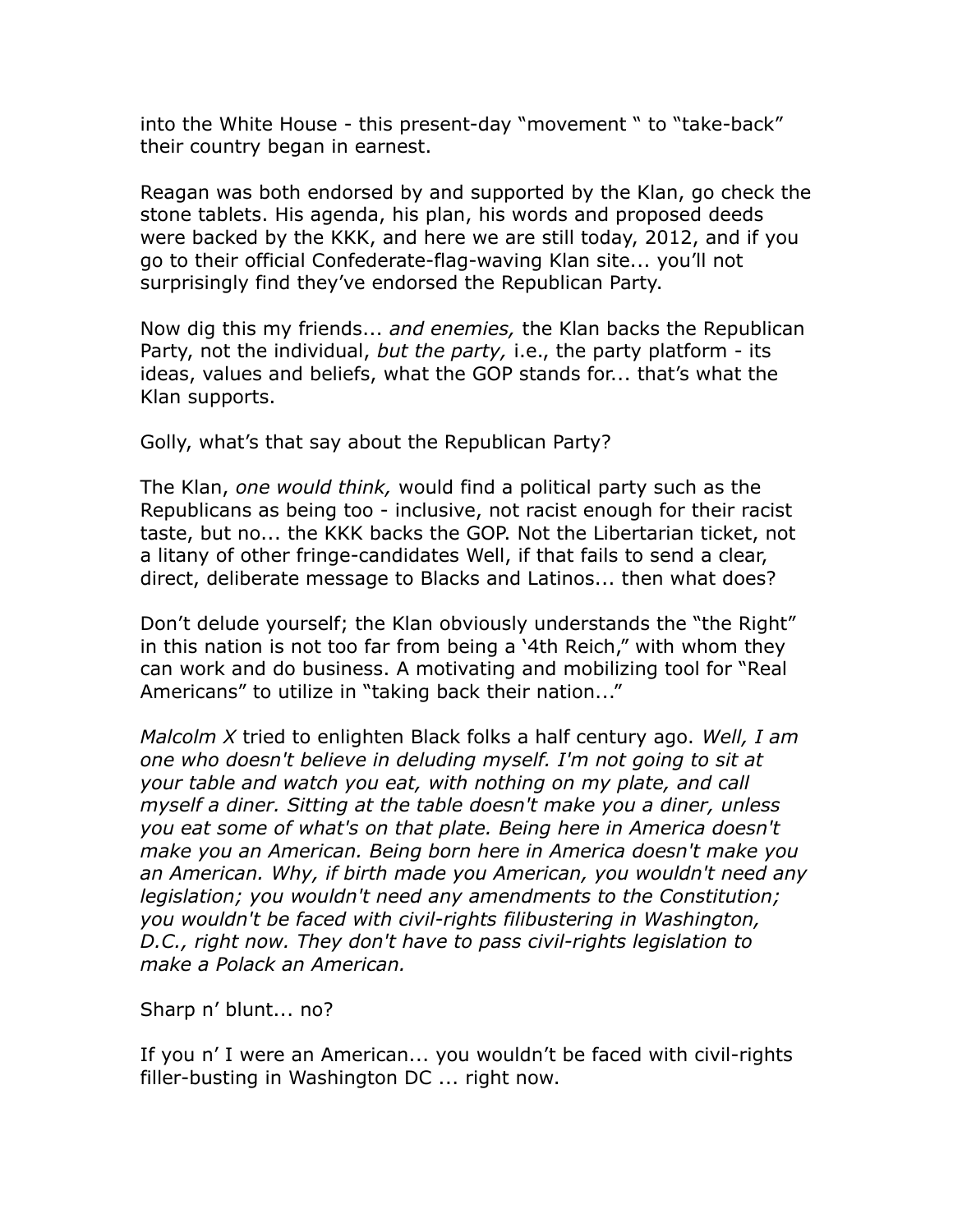into the White House - this present-day "movement " to "take-back" their country began in earnest.

Reagan was both endorsed by and supported by the Klan, go check the stone tablets. His agenda, his plan, his words and proposed deeds were backed by the KKK, and here we are still today, 2012, and if you go to their official Confederate-flag-waving Klan site... you'll not surprisingly find they've endorsed the Republican Party.

Now dig this my friends... *and enemies,* the Klan backs the Republican Party, not the individual, *but the party,* i.e., the party platform - its ideas, values and beliefs, what the GOP stands for... that's what the Klan supports.

Golly, what's that say about the Republican Party?

The Klan, *one would think,* would find a political party such as the Republicans as being too - inclusive, not racist enough for their racist taste, but no... the KKK backs the GOP. Not the Libertarian ticket, not a litany of other fringe-candidates Well, if that fails to send a clear, direct, deliberate message to Blacks and Latinos... then what does?

Don't delude yourself; the Klan obviously understands the "the Right" in this nation is not too far from being a '4th Reich," with whom they can work and do business. A motivating and mobilizing tool for "Real Americans" to utilize in "taking back their nation..."

*Malcolm X* tried to enlighten Black folks a half century ago. *Well, I am one who doesn't believe in deluding myself. I'm not going to sit at your table and watch you eat, with nothing on my plate, and call myself a diner. Sitting at the table doesn't make you a diner, unless you eat some of what's on that plate. Being here in America doesn't make you an American. Being born here in America doesn't make you an American. Why, if birth made you American, you wouldn't need any legislation; you wouldn't need any amendments to the Constitution; you wouldn't be faced with civil-rights filibustering in Washington, D.C., right now. They don't have to pass civil-rights legislation to make a Polack an American.*

Sharp n' blunt... no?

If you n' I were an American... you wouldn't be faced with civil-rights filler-busting in Washington DC ... right now.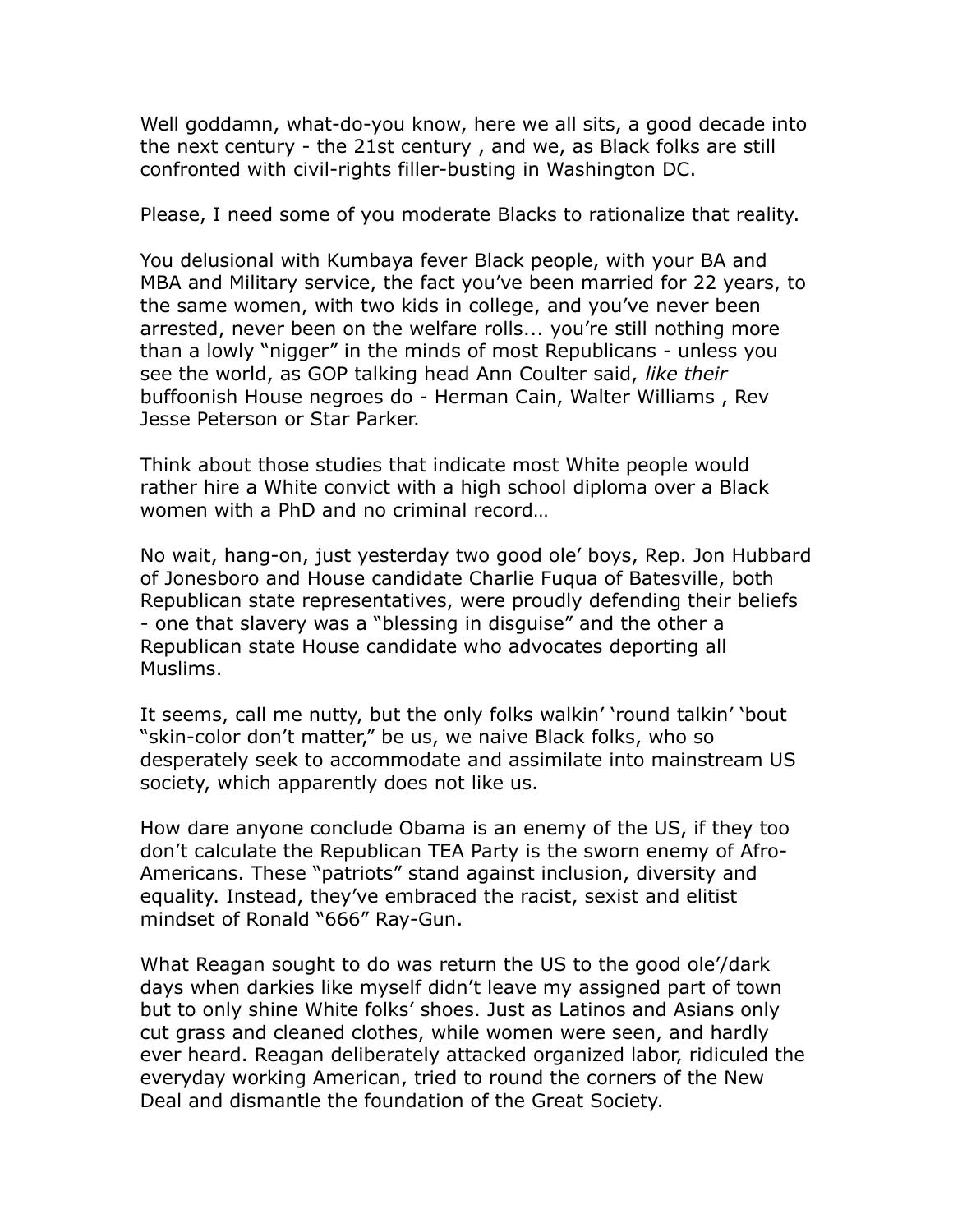Well goddamn, what-do-you know, here we all sits, a good decade into the next century - the 21st century , and we, as Black folks are still confronted with civil-rights filler-busting in Washington DC.

Please, I need some of you moderate Blacks to rationalize that reality.

You delusional with Kumbaya fever Black people, with your BA and MBA and Military service, the fact you've been married for 22 years, to the same women, with two kids in college, and you've never been arrested, never been on the welfare rolls... you're still nothing more than a lowly "nigger" in the minds of most Republicans - unless you see the world, as GOP talking head Ann Coulter said, *like their* buffoonish House negroes do - Herman Cain, Walter Williams , Rev Jesse Peterson or Star Parker.

Think about those studies that indicate most White people would rather hire a White convict with a high school diploma over a Black women with a PhD and no criminal record…

No wait, hang-on, just yesterday two good ole' boys, Rep. Jon Hubbard of Jonesboro and House candidate Charlie Fuqua of Batesville, both Republican state representatives, were proudly defending their beliefs - one that slavery was a "blessing in disguise" and the other a Republican state House candidate who advocates deporting all Muslims.

It seems, call me nutty, but the only folks walkin' 'round talkin' 'bout "skin-color don't matter," be us, we naive Black folks, who so desperately seek to accommodate and assimilate into mainstream US society, which apparently does not like us.

How dare anyone conclude Obama is an enemy of the US, if they too don't calculate the Republican TEA Party is the sworn enemy of Afro-Americans. These "patriots" stand against inclusion, diversity and equality. Instead, they've embraced the racist, sexist and elitist mindset of Ronald "666" Ray-Gun.

What Reagan sought to do was return the US to the good ole'/dark days when darkies like myself didn't leave my assigned part of town but to only shine White folks' shoes. Just as Latinos and Asians only cut grass and cleaned clothes, while women were seen, and hardly ever heard. Reagan deliberately attacked organized labor, ridiculed the everyday working American, tried to round the corners of the New Deal and dismantle the foundation of the Great Society.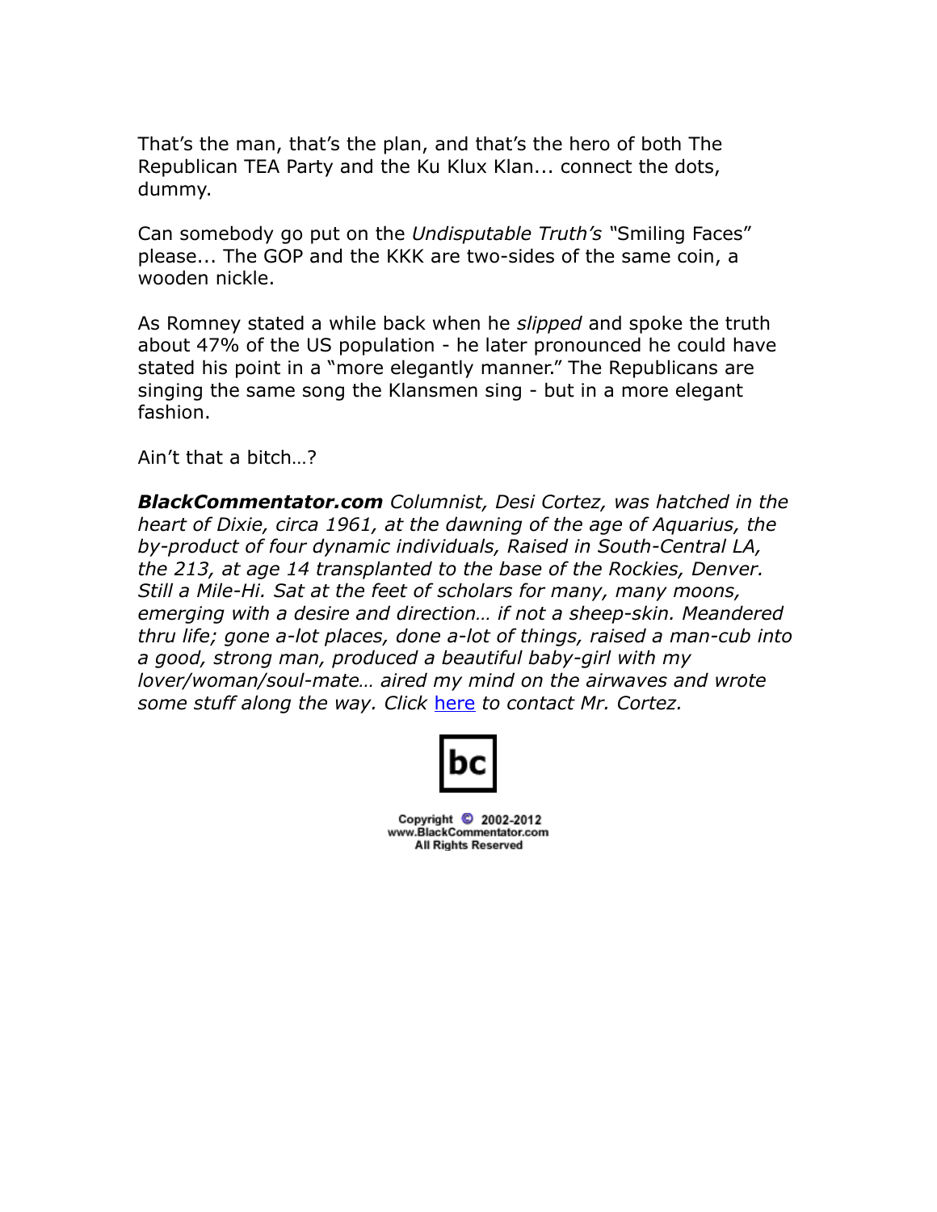That's the man, that's the plan, and that's the hero of both The Republican TEA Party and the Ku Klux Klan... connect the dots, dummy.

Can somebody go put on the *Undisputable Truth's* "Smiling Faces" please... The GOP and the KKK are two-sides of the same coin, a wooden nickle.

As Romney stated a while back when he *slipped* and spoke the truth about 47% of the US population - he later pronounced he could have stated his point in a "more elegantly manner." The Republicans are singing the same song the Klansmen sing - but in a more elegant fashion.

Ain't that a bitch…?

***BlackCommentator.com*** *Columnist, Desi Cortez, was hatched in the heart of Dixie, circa 1961, at the dawning of the age of Aquarius, the by-product of four dynamic individuals, Raised in South-Central LA, the 213, at age 14 transplanted to the base of the Rockies, Denver. Still a Mile-Hi. Sat at the feet of scholars for many, many moons, emerging with a desire and direction… if not a sheep-skin. Meandered thru life; gone a-lot places, done a-lot of things, raised a man-cub into a good, strong man, produced a beautiful baby-girl with my lover/woman/soul-mate… aired my mind on the airwaves and wrote some stuff along the way. Click [here]() to contact Mr. Cortez.*

bc

Copyright © 2002-2012
www.BlackCommentator.com
All Rights Reserved